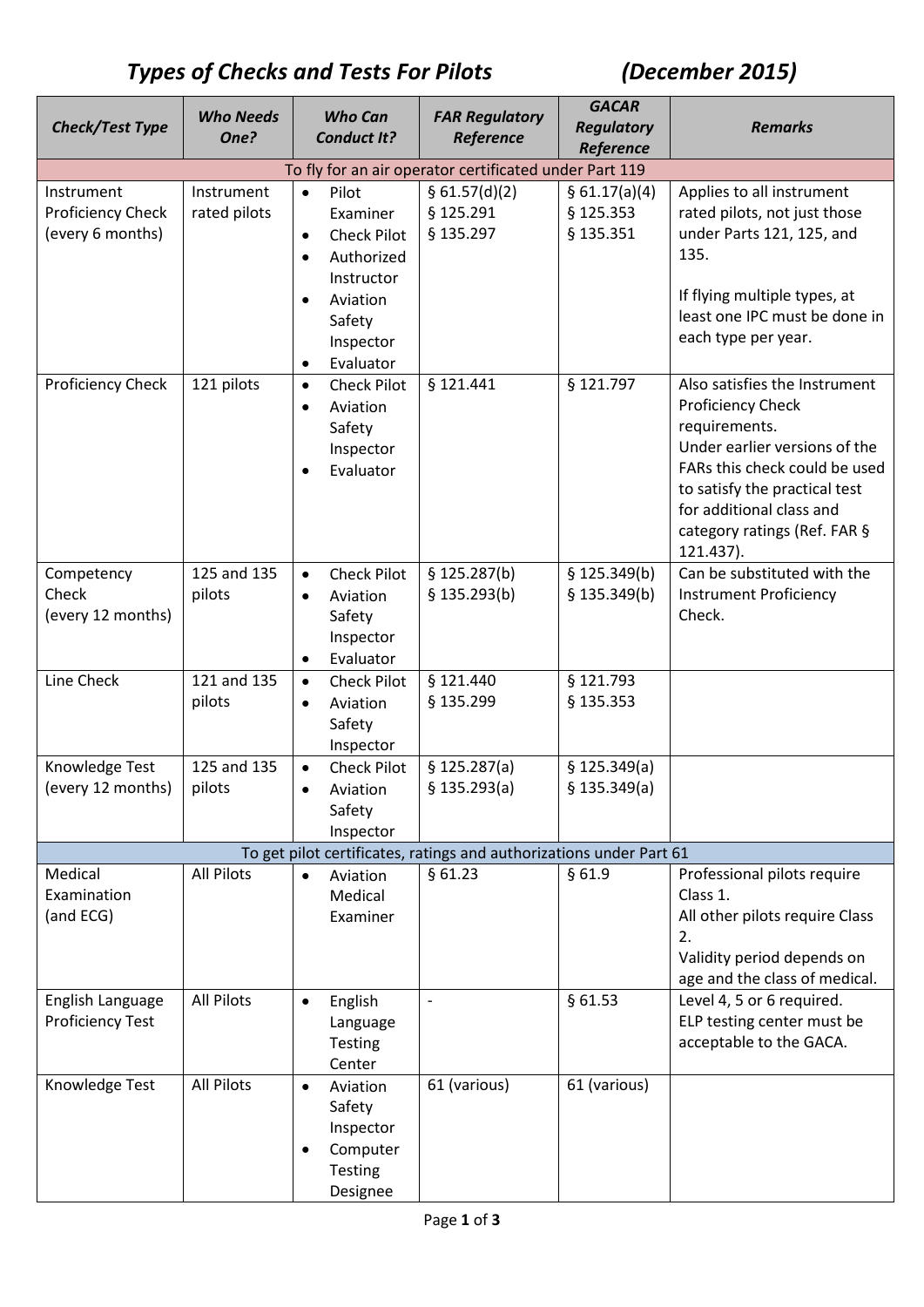# *Types of Checks and Tests For Pilots (December 2015)*

| *Check/Test Type* | *Who Needs One?* | *Who Can Conduct It?* | *FAR Regulatory Reference* | *GACAR Regulatory Reference* | *Remarks* |
|---|---|---|---|---|---|
| To fly for an air operator certificated under Part 119 | | | | | |
| Instrument Proficiency Check (every 6 months) | Instrument rated pilots | • Pilot Examiner<br>• Check Pilot<br>• Authorized Instructor<br>• Aviation Safety Inspector<br>• Evaluator | § 61.57(d)(2)<br>§ 125.291<br>§ 135.297 | § 61.17(a)(4)<br>§ 125.353<br>§ 135.351 | Applies to all instrument rated pilots, not just those under Parts 121, 125, and 135.<br><br>If flying multiple types, at least one IPC must be done in each type per year. |
| Proficiency Check | 121 pilots | • Check Pilot<br>• Aviation Safety Inspector<br>• Evaluator | § 121.441 | § 121.797 | Also satisfies the Instrument Proficiency Check requirements.<br>Under earlier versions of the FARs this check could be used to satisfy the practical test for additional class and category ratings (Ref. FAR § 121.437). |
| Competency Check (every 12 months) | 125 and 135 pilots | • Check Pilot<br>• Aviation Safety Inspector<br>• Evaluator | § 125.287(b)<br>§ 135.293(b) | § 125.349(b)<br>§ 135.349(b) | Can be substituted with the Instrument Proficiency Check. |
| Line Check | 121 and 135 pilots | • Check Pilot<br>• Aviation Safety Inspector | § 121.440<br>§ 135.299 | § 121.793<br>§ 135.353 | |
| Knowledge Test (every 12 months) | 125 and 135 pilots | • Check Pilot<br>• Aviation Safety Inspector | § 125.287(a)<br>§ 135.293(a) | § 125.349(a)<br>§ 135.349(a) | |
| To get pilot certificates, ratings and authorizations under Part 61 | | | | | |
| Medical Examination (and ECG) | All Pilots | • Aviation Medical Examiner | § 61.23 | § 61.9 | Professional pilots require Class 1.<br>All other pilots require Class 2.<br>Validity period depends on age and the class of medical. |
| English Language Proficiency Test | All Pilots | • English Language Testing Center | - | § 61.53 | Level 4, 5 or 6 required.<br>ELP testing center must be acceptable to the GACA. |
| Knowledge Test | All Pilots | • Aviation Safety Inspector<br>• Computer Testing Designee | 61 (various) | 61 (various) | |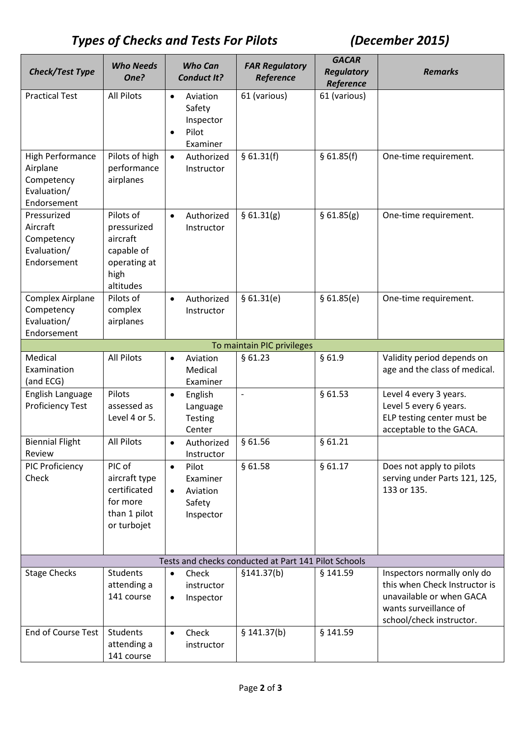# *Types of Checks and Tests For Pilots (December 2015)*

| *Check/Test Type* | *Who Needs One?* | *Who Can Conduct It?* | *FAR Regulatory Reference* | *GACAR Regulatory Reference* | *Remarks* |
|---|---|---|---|---|---|
| Practical Test | All Pilots | • Aviation Safety Inspector<br>• Pilot Examiner | 61 (various) | 61 (various) | |
| High Performance Airplane Competency Evaluation/ Endorsement | Pilots of high performance airplanes | • Authorized Instructor | § 61.31(f) | § 61.85(f) | One-time requirement. |
| Pressurized Aircraft Competency Evaluation/ Endorsement | Pilots of pressurized aircraft capable of operating at high altitudes | • Authorized Instructor | § 61.31(g) | § 61.85(g) | One-time requirement. |
| Complex Airplane Competency Evaluation/ Endorsement | Pilots of complex airplanes | • Authorized Instructor | § 61.31(e) | § 61.85(e) | One-time requirement. |
| To maintain PIC privileges | | | | | |
| Medical Examination (and ECG) | All Pilots | • Aviation Medical Examiner | § 61.23 | § 61.9 | Validity period depends on age and the class of medical. |
| English Language Proficiency Test | Pilots assessed as Level 4 or 5. | • English Language Testing Center | - | § 61.53 | Level 4 every 3 years.<br>Level 5 every 6 years.<br>ELP testing center must be acceptable to the GACA. |
| Biennial Flight Review | All Pilots | • Authorized Instructor | § 61.56 | § 61.21 | |
| PIC Proficiency Check | PIC of aircraft type certificated for more than 1 pilot or turbojet | • Pilot Examiner<br>• Aviation Safety Inspector | § 61.58 | § 61.17 | Does not apply to pilots serving under Parts 121, 125, 133 or 135. |
| Tests and checks conducted at Part 141 Pilot Schools | | | | | |
| Stage Checks | Students attending a 141 course | • Check instructor<br>• Inspector | §141.37(b) | § 141.59 | Inspectors normally only do this when Check Instructor is unavailable or when GACA wants surveillance of school/check instructor. |
| End of Course Test | Students attending a 141 course | • Check instructor | § 141.37(b) | § 141.59 | |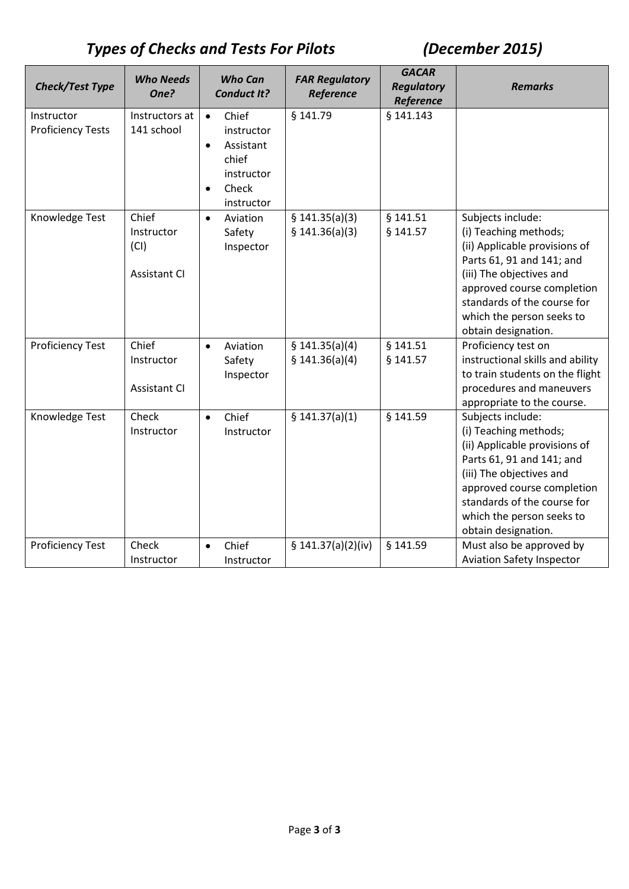# *Types of Checks and Tests For Pilots (December 2015)*

| *Check/Test Type* | *Who Needs One?* | *Who Can Conduct It?* | *FAR Regulatory Reference* | *GACAR Regulatory Reference* | *Remarks* |
|---|---|---|---|---|---|
| Instructor Proficiency Tests | Instructors at 141 school | • Chief instructor<br>• Assistant chief instructor<br>• Check instructor | § 141.79 | § 141.143 | |
| Knowledge Test | Chief Instructor (CI)<br><br>Assistant CI | • Aviation Safety Inspector | § 141.35(a)(3)<br>§ 141.36(a)(3) | § 141.51<br>§ 141.57 | Subjects include:<br>(i) Teaching methods;<br>(ii) Applicable provisions of Parts 61, 91 and 141; and<br>(iii) The objectives and approved course completion standards of the course for which the person seeks to obtain designation. |
| Proficiency Test | Chief Instructor<br><br>Assistant CI | • Aviation Safety Inspector | § 141.35(a)(4)<br>§ 141.36(a)(4) | § 141.51<br>§ 141.57 | Proficiency test on instructional skills and ability to train students on the flight procedures and maneuvers appropriate to the course. |
| Knowledge Test | Check Instructor | • Chief Instructor | § 141.37(a)(1) | § 141.59 | Subjects include:<br>(i) Teaching methods;<br>(ii) Applicable provisions of Parts 61, 91 and 141; and<br>(iii) The objectives and approved course completion standards of the course for which the person seeks to obtain designation. |
| Proficiency Test | Check Instructor | • Chief Instructor | § 141.37(a)(2)(iv) | § 141.59 | Must also be approved by Aviation Safety Inspector |